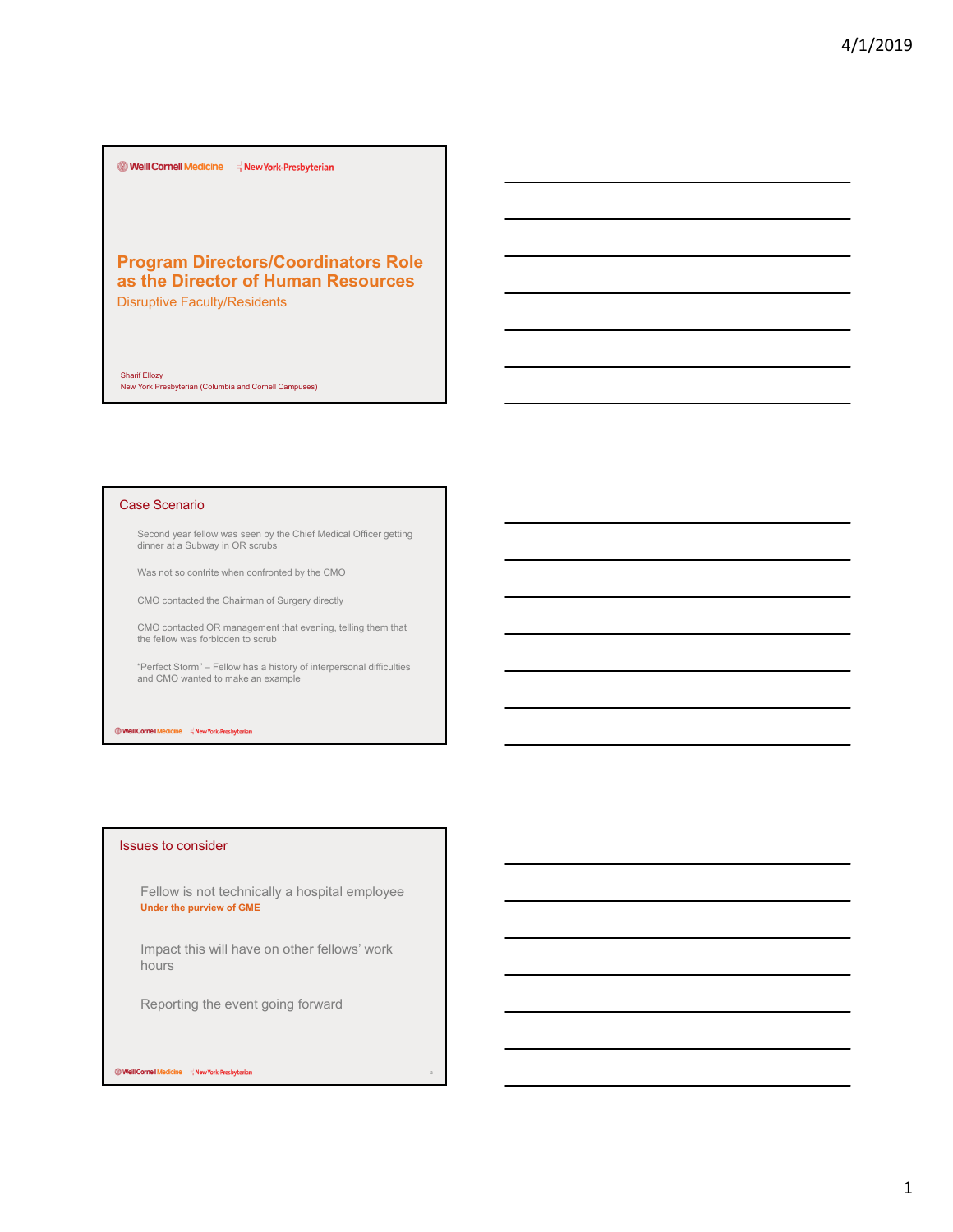Weill Cornell Medicine | NewYork-Presbyterian

# Program Directors/Coordinators Role as the Director of Human Resources

Disruptive Faculty/Residents

Sharif Ellozy
New York Presbyterian (Columbia and Cornell Campuses)

## Case Scenario

- Second year fellow was seen by the Chief Medical Officer getting dinner at a Subway in OR scrubs
- Was not so contrite when confronted by the CMO
- CMO contacted the Chairman of Surgery directly
- CMO contacted OR management that evening, telling them that the fellow was forbidden to scrub
- "Perfect Storm" – Fellow has a history of interpersonal difficulties and CMO wanted to make an example

## Issues to consider

- Fellow is not technically a hospital employee
  - **Under the purview of GME**
- Impact this will have on other fellows' work hours
- Reporting the event going forward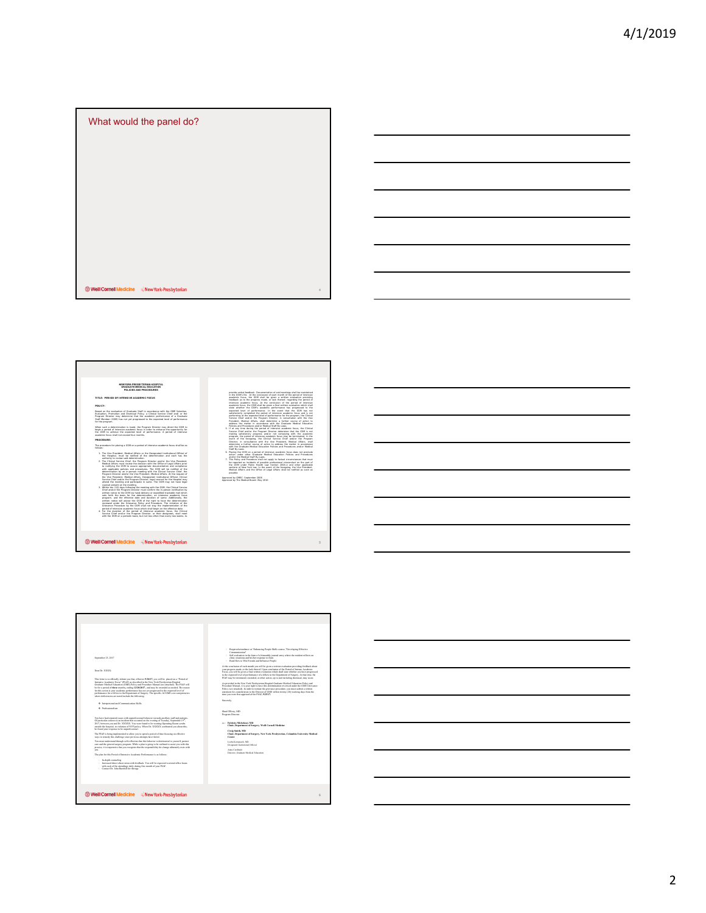## What would the panel do?

---

**NEW YORK-PRESBYTERIAN HOSPITAL**
**GRADUATE MEDICAL EDUCATION**
**POLICIES AND PROCEDURES**

**TITLE: PERIOD OF INTENSIVE ACADEMIC FOCUS**

**POLICY:**

**PROCEDURE:**

---

September 25, 2017

Dear Dr. XXXX:

- Interpersonal and Communication Skills
- Professionalism

Sincerely,

Program Director

cc: **Fabrizio Michelassi, MD**
**Chair, Department of Surgery, Weill Cornell Medicine**

**Craig Smith, MD**
**Chair, Department of Surgery, New York Presbyterian, Columbia University Medical Center**

Designated Institutional Official

Director, Graduate Medical Education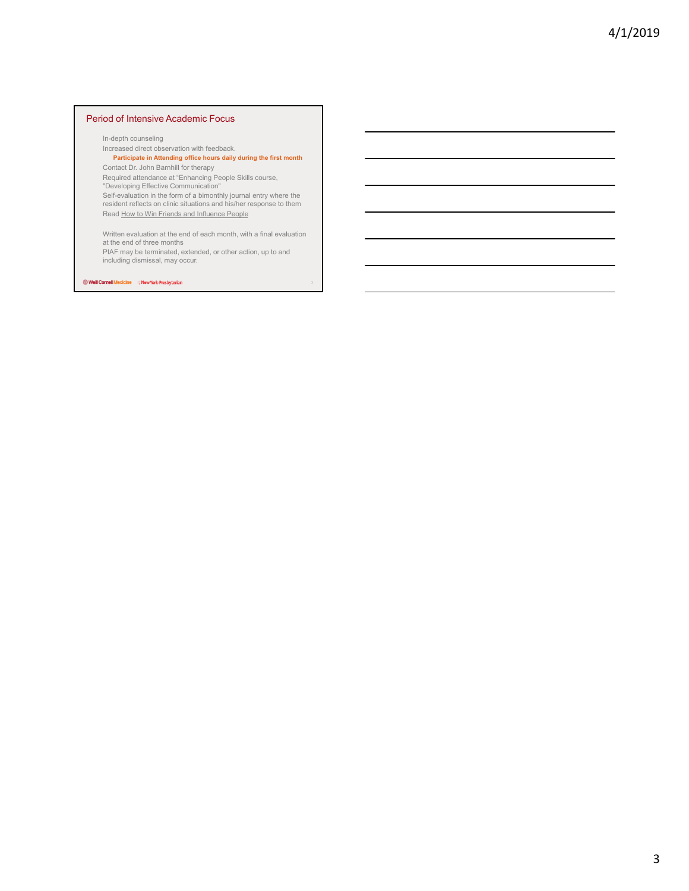## Period of Intensive Academic Focus

- In-depth counseling
- Increased direct observation with feedback.
  - **Participate in Attending office hours daily during the first month**
- Contact Dr. John Barnhill for therapy
- Required attendance at "Enhancing People Skills course, "Developing Effective Communication"
- Self-evaluation in the form of a bimonthly journal entry where the resident reflects on clinic situations and his/her response to them
- Read How to Win Friends and Influence People

- Written evaluation at the end of each month, with a final evaluation at the end of three months
- PIAF may be terminated, extended, or other action, up to and including dismissal, may occur.